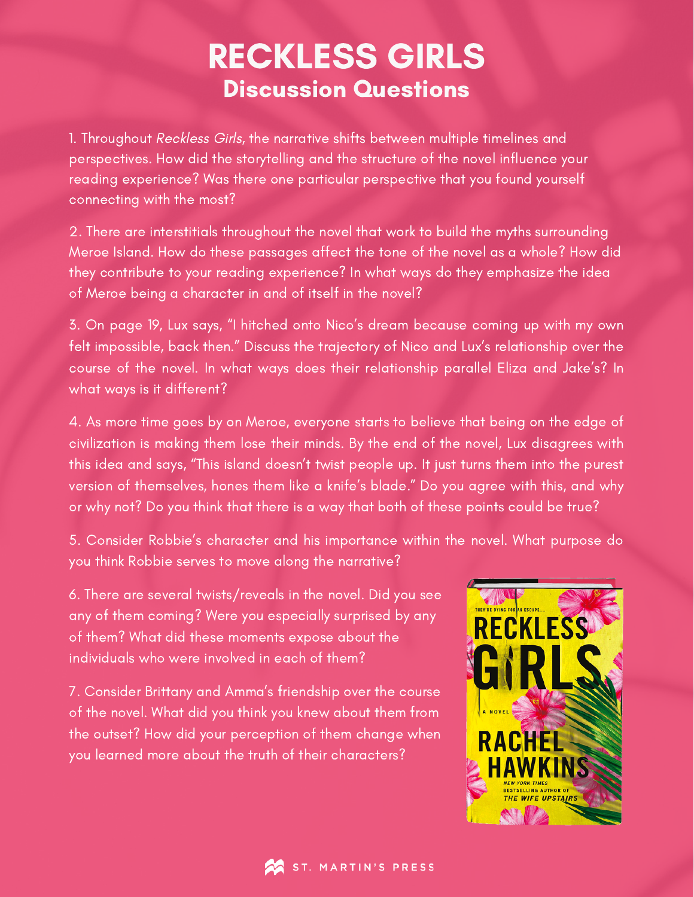# RECKLESS GIRLS

## Discussion Questions

1. Throughout *Reckless Girls*, the narrative shifts between multiple timelines and perspectives. How did the storytelling and the structure of the novel influence your reading experience? Was there one particular perspective that you found yourself connecting with the most?

2. There are interstitials throughout the novel that work to build the myths surrounding Meroe Island. How do these passages affect the tone of the novel as a whole? How did they contribute to your reading experience? In what ways do they emphasize the idea of Meroe being a character in and of itself in the novel?

3. On page 19, Lux says, "I hitched onto Nico's dream because coming up with my own felt impossible, back then." Discuss the trajectory of Nico and Lux's relationship over the course of the novel. In what ways does their relationship parallel Eliza and Jake's? In what ways is it different?

4. As more time goes by on Meroe, everyone starts to believe that being on the edge of civilization is making them lose their minds. By the end of the novel, Lux disagrees with this idea and says, "This island doesn't twist people up. It just turns them into the purest version of themselves, hones them like a knife's blade." Do you agree with this, and why or why not? Do you think that there is a way that both of these points could be true?

5. Consider Robbie's character and his importance within the novel. What purpose do you think Robbie serves to move along the narrative?

6. There are several twists/reveals in the novel. Did you see any of them coming? Were you especially surprised by any of them? What did these moments expose about the individuals who were involved in each of them?

7. Consider Brittany and Amma's friendship over the course of the novel. What did you think you knew about them from the outset? How did your perception of them change when you learned more about the truth of their characters?

ST. MARTIN'S PRESS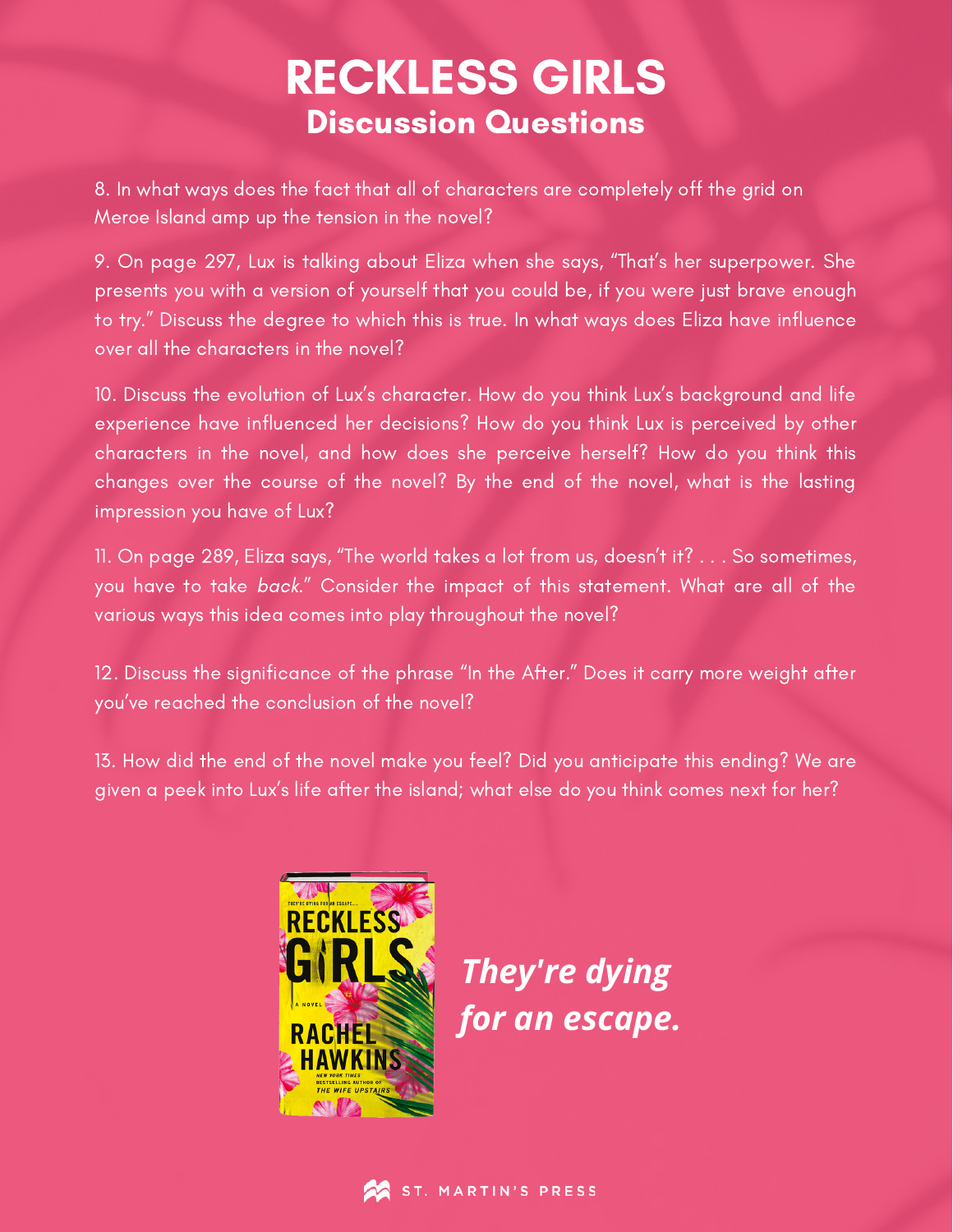# RECKLESS GIRLS

## Discussion Questions

8. In what ways does the fact that all of characters are completely off the grid on Meroe Island amp up the tension in the novel?

9. On page 297, Lux is talking about Eliza when she says, "That's her superpower. She presents you with a version of yourself that you could be, if you were just brave enough to try." Discuss the degree to which this is true. In what ways does Eliza have influence over all the characters in the novel?

10. Discuss the evolution of Lux's character. How do you think Lux's background and life experience have influenced her decisions? How do you think Lux is perceived by other characters in the novel, and how does she perceive herself? How do you think this changes over the course of the novel? By the end of the novel, what is the lasting impression you have of Lux?

11. On page 289, Eliza says, "The world takes a lot from us, doesn't it? . . . So sometimes, you have to take *back*." Consider the impact of this statement. What are all of the various ways this idea comes into play throughout the novel?

12. Discuss the significance of the phrase "In the After." Does it carry more weight after you've reached the conclusion of the novel?

13. How did the end of the novel make you feel? Did you anticipate this ending? We are given a peek into Lux's life after the island; what else do you think comes next for her?

***They're dying for an escape.***

ST. MARTIN'S PRESS